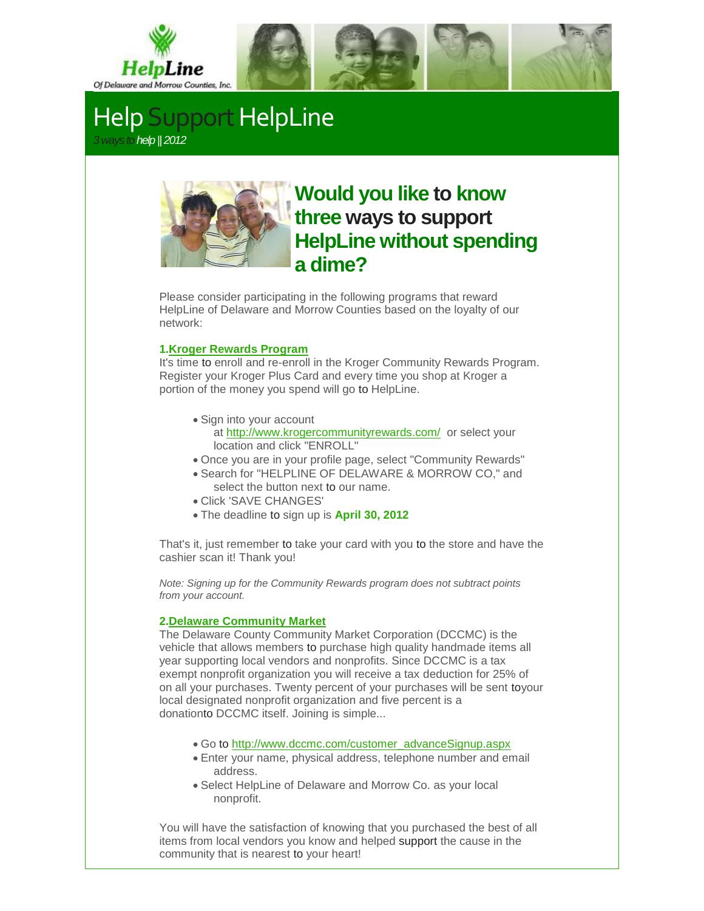HelpLine

Of Delaware and Morrow Counties, Inc.

# Help Support HelpLine

*3 ways to help || 2012*

## Would you like to know three ways to support HelpLine without spending a dime?

Please consider participating in the following programs that reward HelpLine of Delaware and Morrow Counties based on the loyalty of our network:

**1.Kroger Rewards Program**

It's time to enroll and re-enroll in the Kroger Community Rewards Program. Register your Kroger Plus Card and every time you shop at Kroger a portion of the money you spend will go to HelpLine.

- Sign into your account at http://www.krogercommunityrewards.com/ or select your location and click "ENROLL"
- Once you are in your profile page, select "Community Rewards"
- Search for "HELPLINE OF DELAWARE & MORROW CO," and select the button next to our name.
- Click 'SAVE CHANGES'
- The deadline to sign up is **April 30, 2012**

That's it, just remember to take your card with you to the store and have the cashier scan it! Thank you!

*Note: Signing up for the Community Rewards program does not subtract points from your account.*

**2.Delaware Community Market**

The Delaware County Community Market Corporation (DCCMC) is the vehicle that allows members to purchase high quality handmade items all year supporting local vendors and nonprofits. Since DCCMC is a tax exempt nonprofit organization you will receive a tax deduction for 25% of on all your purchases. Twenty percent of your purchases will be sent toyour local designated nonprofit organization and five percent is a donationto DCCMC itself. Joining is simple...

- Go to http://www.dccmc.com/customer_advanceSignup.aspx
- Enter your name, physical address, telephone number and email address.
- Select HelpLine of Delaware and Morrow Co. as your local nonprofit.

You will have the satisfaction of knowing that you purchased the best of all items from local vendors you know and helped support the cause in the community that is nearest to your heart!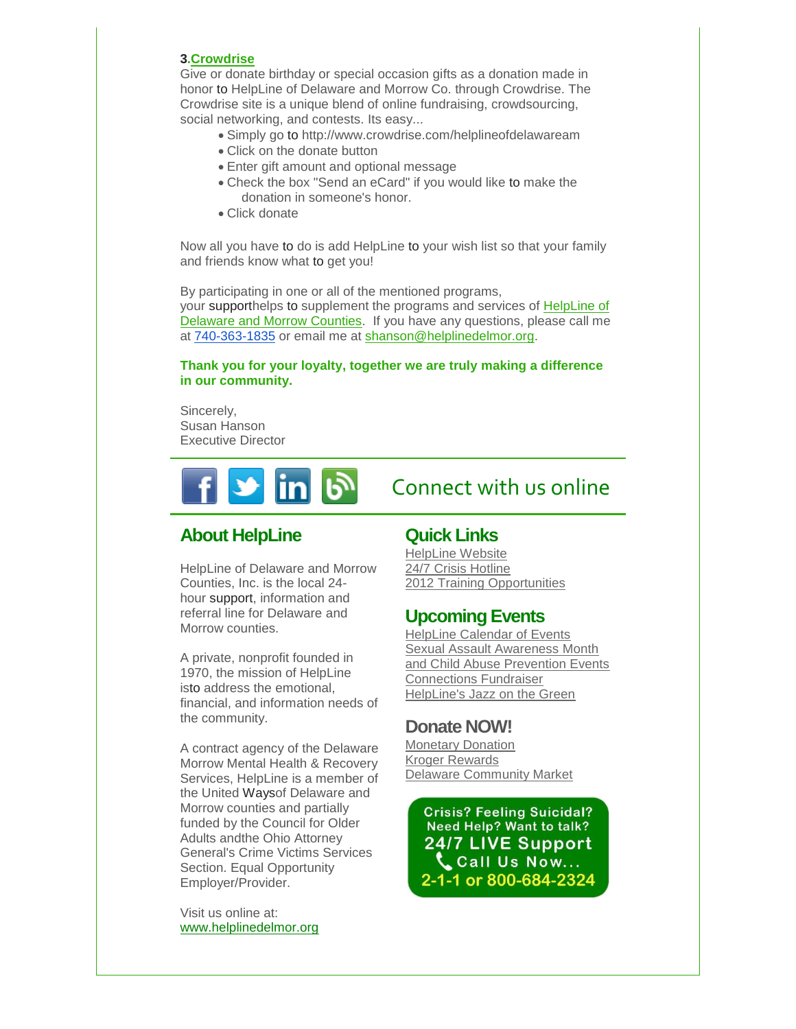**3.Crowdrise**
Give or donate birthday or special occasion gifts as a donation made in honor to HelpLine of Delaware and Morrow Co. through Crowdrise. The Crowdrise site is a unique blend of online fundraising, crowdsourcing, social networking, and contests. Its easy...

- Simply go to http://www.crowdrise.com/helplineofdelawaream
- Click on the donate button
- Enter gift amount and optional message
- Check the box "Send an eCard" if you would like to make the donation in someone's honor.
- Click donate

Now all you have to do is add HelpLine to your wish list so that your family and friends know what to get you!

By participating in one or all of the mentioned programs, your supporthelps to supplement the programs and services of HelpLine of Delaware and Morrow Counties. If you have any questions, please call me at 740-363-1835 or email me at shanson@helplinedelmor.org.

**Thank you for your loyalty, together we are truly making a difference in our community.**

Sincerely,
Susan Hanson
Executive Director

Connect with us online

## About HelpLine

HelpLine of Delaware and Morrow Counties, Inc. is the local 24-hour support, information and referral line for Delaware and Morrow counties.

A private, nonprofit founded in 1970, the mission of HelpLine isto address the emotional, financial, and information needs of the community.

A contract agency of the Delaware Morrow Mental Health & Recovery Services, HelpLine is a member of the United Waysof Delaware and Morrow counties and partially funded by the Council for Older Adults andthe Ohio Attorney General's Crime Victims Services Section. Equal Opportunity Employer/Provider.

Visit us online at:
www.helplinedelmor.org

## Quick Links

HelpLine Website
24/7 Crisis Hotline
2012 Training Opportunities

## Upcoming Events

HelpLine Calendar of Events
Sexual Assault Awareness Month and Child Abuse Prevention Events
Connections Fundraiser
HelpLine's Jazz on the Green

## Donate NOW!

Monetary Donation
Kroger Rewards
Delaware Community Market

Crisis? Feeling Suicidal?
Need Help? Want to talk?
24/7 LIVE Support
Call Us Now...
2-1-1 or 800-684-2324